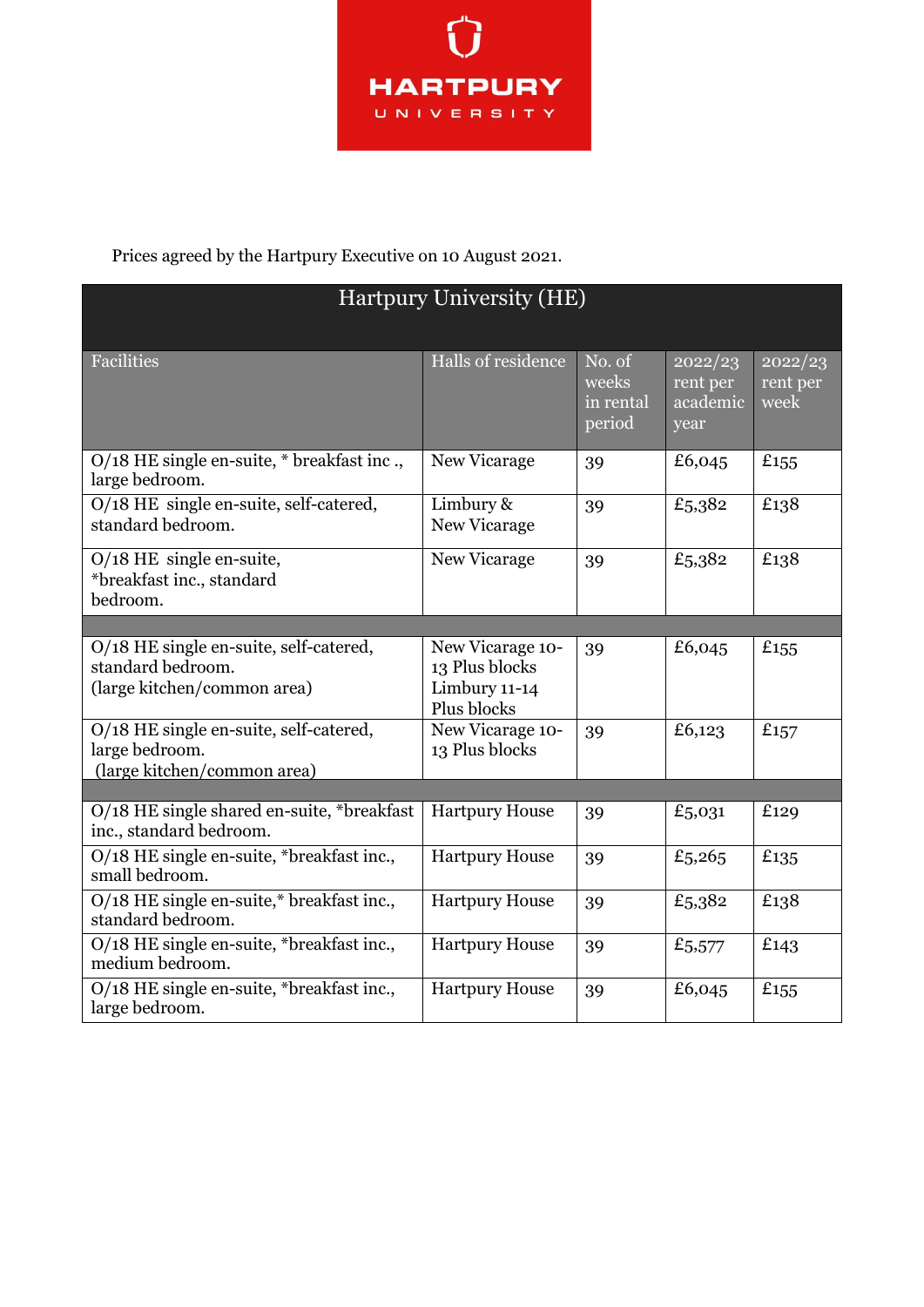# HARTPURY UNIVERSITY

Prices agreed by the Hartpury Executive on 10 August 2021.

| Hartpury University (HE) | | | | |
|---|---|---|---|---|
| Facilities | Halls of residence | No. of weeks in rental period | 2022/23 rent per academic year | 2022/23 rent per week |
| O/18 HE single en-suite, * breakfast inc ., large bedroom. | New Vicarage | 39 | £6,045 | £155 |
| O/18 HE single en-suite, self-catered, standard bedroom. | Limbury & New Vicarage | 39 | £5,382 | £138 |
| O/18 HE single en-suite, *breakfast inc., standard bedroom. | New Vicarage | 39 | £5,382 | £138 |
| | | | | |
| O/18 HE single en-suite, self-catered, standard bedroom. (large kitchen/common area) | New Vicarage 10-13 Plus blocks Limbury 11-14 Plus blocks | 39 | £6,045 | £155 |
| O/18 HE single en-suite, self-catered, large bedroom. (large kitchen/common area) | New Vicarage 10-13 Plus blocks | 39 | £6,123 | £157 |
| | | | | |
| O/18 HE single shared en-suite, *breakfast inc., standard bedroom. | Hartpury House | 39 | £5,031 | £129 |
| O/18 HE single en-suite, *breakfast inc., small bedroom. | Hartpury House | 39 | £5,265 | £135 |
| O/18 HE single en-suite,* breakfast inc., standard bedroom. | Hartpury House | 39 | £5,382 | £138 |
| O/18 HE single en-suite, *breakfast inc., medium bedroom. | Hartpury House | 39 | £5,577 | £143 |
| O/18 HE single en-suite, *breakfast inc., large bedroom. | Hartpury House | 39 | £6,045 | £155 |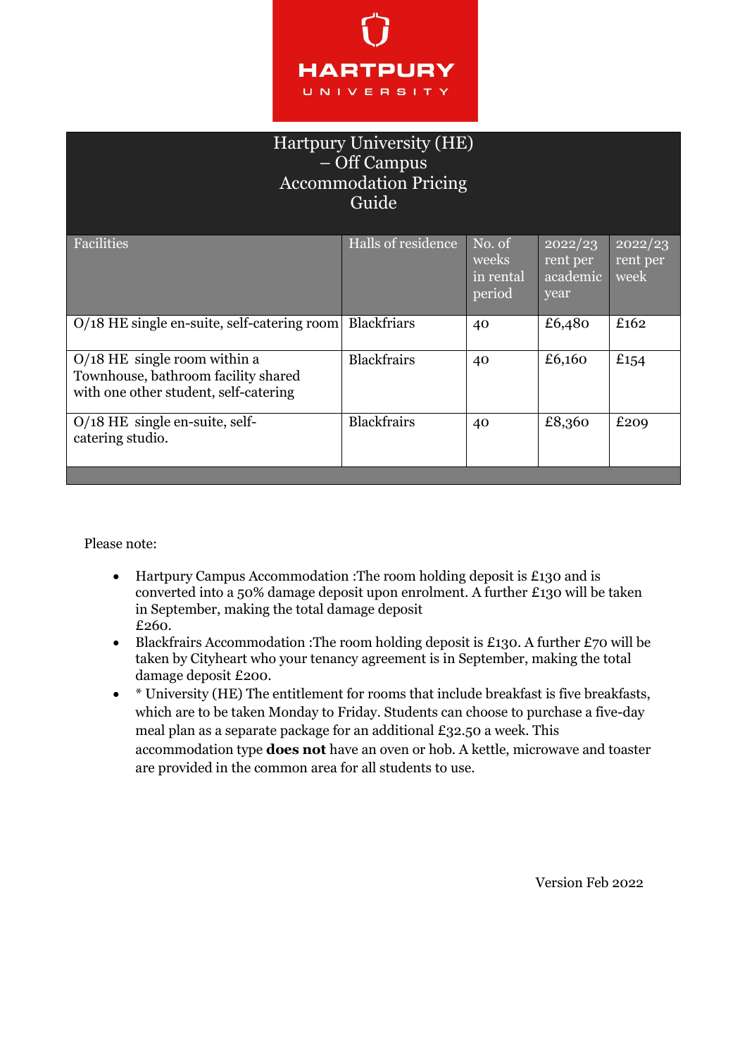HARTPURY UNIVERSITY

# Hartpury University (HE) – Off Campus Accommodation Pricing Guide

| Facilities | Halls of residence | No. of weeks in rental period | 2022/23 rent per academic year | 2022/23 rent per week |
|---|---|---|---|---|
| O/18 HE single en-suite, self-catering room | Blackfriars | 40 | £6,480 | £162 |
| O/18 HE single room within a Townhouse, bathroom facility shared with one other student, self-catering | Blackfrairs | 40 | £6,160 | £154 |
| O/18 HE single en-suite, self-catering studio. | Blackfrairs | 40 | £8,360 | £209 |

Please note:

- Hartpury Campus Accommodation :The room holding deposit is £130 and is converted into a 50% damage deposit upon enrolment. A further £130 will be taken in September, making the total damage deposit £260.
- Blackfrairs Accommodation :The room holding deposit is £130. A further £70 will be taken by Cityheart who your tenancy agreement is in September, making the total damage deposit £200.
- * University (HE) The entitlement for rooms that include breakfast is five breakfasts, which are to be taken Monday to Friday. Students can choose to purchase a five-day meal plan as a separate package for an additional £32.50 a week. This accommodation type **does not** have an oven or hob. A kettle, microwave and toaster are provided in the common area for all students to use.

Version Feb 2022